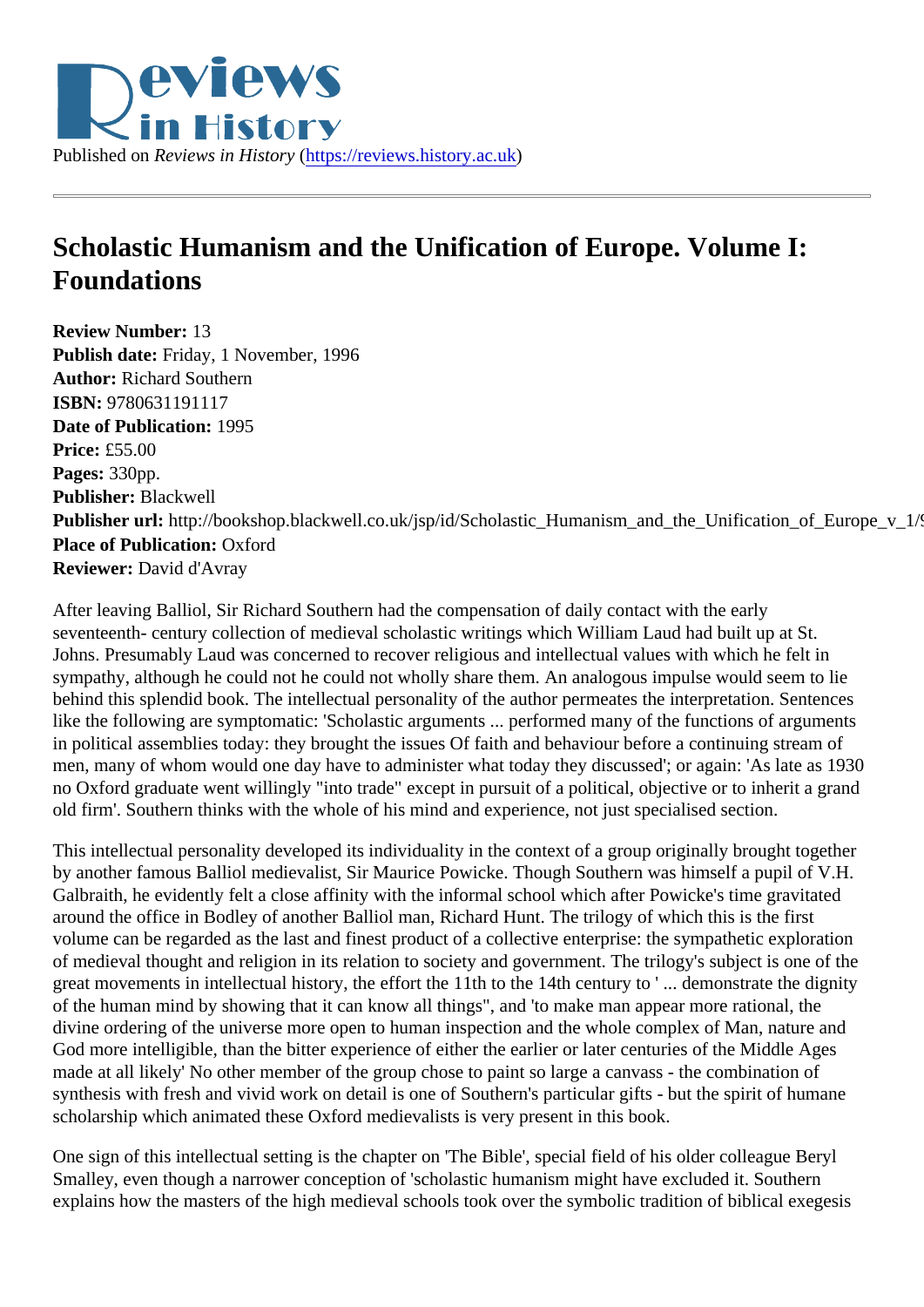Published on *Reviews in History* (https://reviews.history.ac.uk)

# Scholastic Humanism and the Unification of Europe. Volume I: Foundations

**Review Number:** 13
**Publish date:** Friday, 1 November, 1996
**Author:** Richard Southern
**ISBN:** 9780631191117
**Date of Publication:** 1995
**Price:** £55.00
**Pages:** 330pp.
**Publisher:** Blackwell
**Publisher url:** http://bookshop.blackwell.co.uk/jsp/id/Scholastic_Humanism_and_the_Unification_of_Europe_v_1/9
**Place of Publication:** Oxford
**Reviewer:** David d'Avray

After leaving Balliol, Sir Richard Southern had the compensation of daily contact with the early seventeenth- century collection of medieval scholastic writings which William Laud had built up at St. Johns. Presumably Laud was concerned to recover religious and intellectual values with which he felt in sympathy, although he could not he could not wholly share them. An analogous impulse would seem to lie behind this splendid book. The intellectual personality of the author permeates the interpretation. Sentences like the following are symptomatic: 'Scholastic arguments ... performed many of the functions of arguments in political assemblies today: they brought the issues Of faith and behaviour before a continuing stream of men, many of whom would one day have to administer what today they discussed'; or again: 'As late as 1930 no Oxford graduate went willingly "into trade" except in pursuit of a political, objective or to inherit a grand old firm'. Southern thinks with the whole of his mind and experience, not just specialised section.

This intellectual personality developed its individuality in the context of a group originally brought together by another famous Balliol medievalist, Sir Maurice Powicke. Though Southern was himself a pupil of V.H. Galbraith, he evidently felt a close affinity with the informal school which after Powicke's time gravitated around the office in Bodley of another Balliol man, Richard Hunt. The trilogy of which this is the first volume can be regarded as the last and finest product of a collective enterprise: the sympathetic exploration of medieval thought and religion in its relation to society and government. The trilogy's subject is one of the great movements in intellectual history, the effort the 11th to the 14th century to ' ... demonstrate the dignity of the human mind by showing that it can know all things", and 'to make man appear more rational, the divine ordering of the universe more open to human inspection and the whole complex of Man, nature and God more intelligible, than the bitter experience of either the earlier or later centuries of the Middle Ages made at all likely' No other member of the group chose to paint so large a canvass - the combination of synthesis with fresh and vivid work on detail is one of Southern's particular gifts - but the spirit of humane scholarship which animated these Oxford medievalists is very present in this book.

One sign of this intellectual setting is the chapter on 'The Bible', special field of his older colleague Beryl Smalley, even though a narrower conception of 'scholastic humanism might have excluded it. Southern explains how the masters of the high medieval schools took over the symbolic tradition of biblical exegesis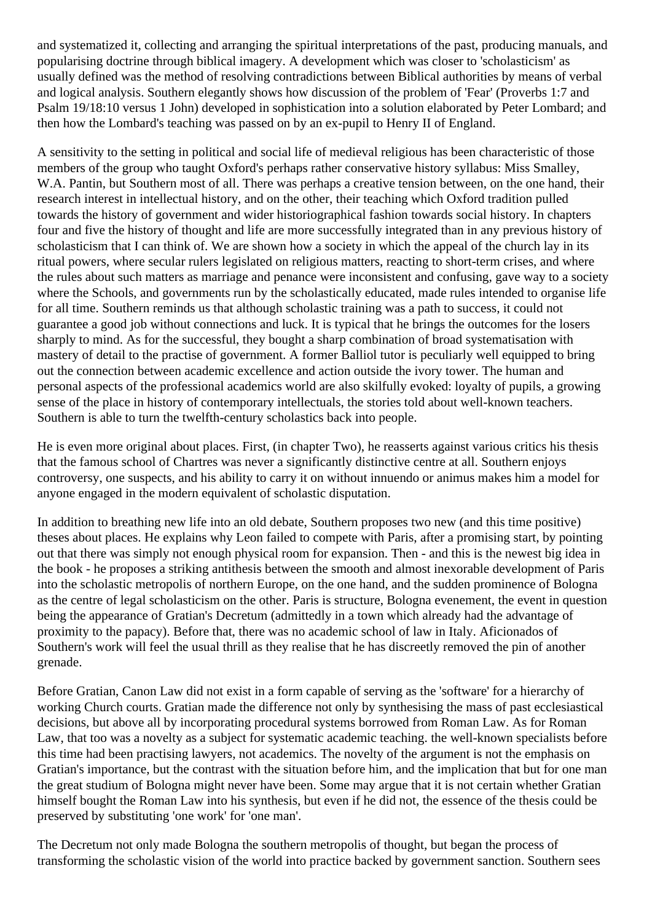and systematized it, collecting and arranging the spiritual interpretations of the past, producing manuals, and popularising doctrine through biblical imagery. A development which was closer to 'scholasticism' as usually defined was the method of resolving contradictions between Biblical authorities by means of verbal and logical analysis. Southern elegantly shows how discussion of the problem of 'Fear' (Proverbs 1:7 and Psalm 19/18:10 versus 1 John) developed in sophistication into a solution elaborated by Peter Lombard; and then how the Lombard's teaching was passed on by an ex-pupil to Henry II of England.

A sensitivity to the setting in political and social life of medieval religious has been characteristic of those members of the group who taught Oxford's perhaps rather conservative history syllabus: Miss Smalley, W.A. Pantin, but Southern most of all. There was perhaps a creative tension between, on the one hand, their research interest in intellectual history, and on the other, their teaching which Oxford tradition pulled towards the history of government and wider historiographical fashion towards social history. In chapters four and five the history of thought and life are more successfully integrated than in any previous history of scholasticism that I can think of. We are shown how a society in which the appeal of the church lay in its ritual powers, where secular rulers legislated on religious matters, reacting to short-term crises, and where the rules about such matters as marriage and penance were inconsistent and confusing, gave way to a society where the Schools, and governments run by the scholastically educated, made rules intended to organise life for all time. Southern reminds us that although scholastic training was a path to success, it could not guarantee a good job without connections and luck. It is typical that he brings the outcomes for the losers sharply to mind. As for the successful, they bought a sharp combination of broad systematisation with mastery of detail to the practise of government. A former Balliol tutor is peculiarly well equipped to bring out the connection between academic excellence and action outside the ivory tower. The human and personal aspects of the professional academics world are also skilfully evoked: loyalty of pupils, a growing sense of the place in history of contemporary intellectuals, the stories told about well-known teachers. Southern is able to turn the twelfth-century scholastics back into people.

He is even more original about places. First, (in chapter Two), he reasserts against various critics his thesis that the famous school of Chartres was never a significantly distinctive centre at all. Southern enjoys controversy, one suspects, and his ability to carry it on without innuendo or animus makes him a model for anyone engaged in the modern equivalent of scholastic disputation.

In addition to breathing new life into an old debate, Southern proposes two new (and this time positive) theses about places. He explains why Leon failed to compete with Paris, after a promising start, by pointing out that there was simply not enough physical room for expansion. Then - and this is the newest big idea in the book - he proposes a striking antithesis between the smooth and almost inexorable development of Paris into the scholastic metropolis of northern Europe, on the one hand, and the sudden prominence of Bologna as the centre of legal scholasticism on the other. Paris is structure, Bologna evenement, the event in question being the appearance of Gratian's Decretum (admittedly in a town which already had the advantage of proximity to the papacy). Before that, there was no academic school of law in Italy. Aficionados of Southern's work will feel the usual thrill as they realise that he has discreetly removed the pin of another grenade.

Before Gratian, Canon Law did not exist in a form capable of serving as the 'software' for a hierarchy of working Church courts. Gratian made the difference not only by synthesising the mass of past ecclesiastical decisions, but above all by incorporating procedural systems borrowed from Roman Law. As for Roman Law, that too was a novelty as a subject for systematic academic teaching. the well-known specialists before this time had been practising lawyers, not academics. The novelty of the argument is not the emphasis on Gratian's importance, but the contrast with the situation before him, and the implication that but for one man the great studium of Bologna might never have been. Some may argue that it is not certain whether Gratian himself bought the Roman Law into his synthesis, but even if he did not, the essence of the thesis could be preserved by substituting 'one work' for 'one man'.

The Decretum not only made Bologna the southern metropolis of thought, but began the process of transforming the scholastic vision of the world into practice backed by government sanction. Southern sees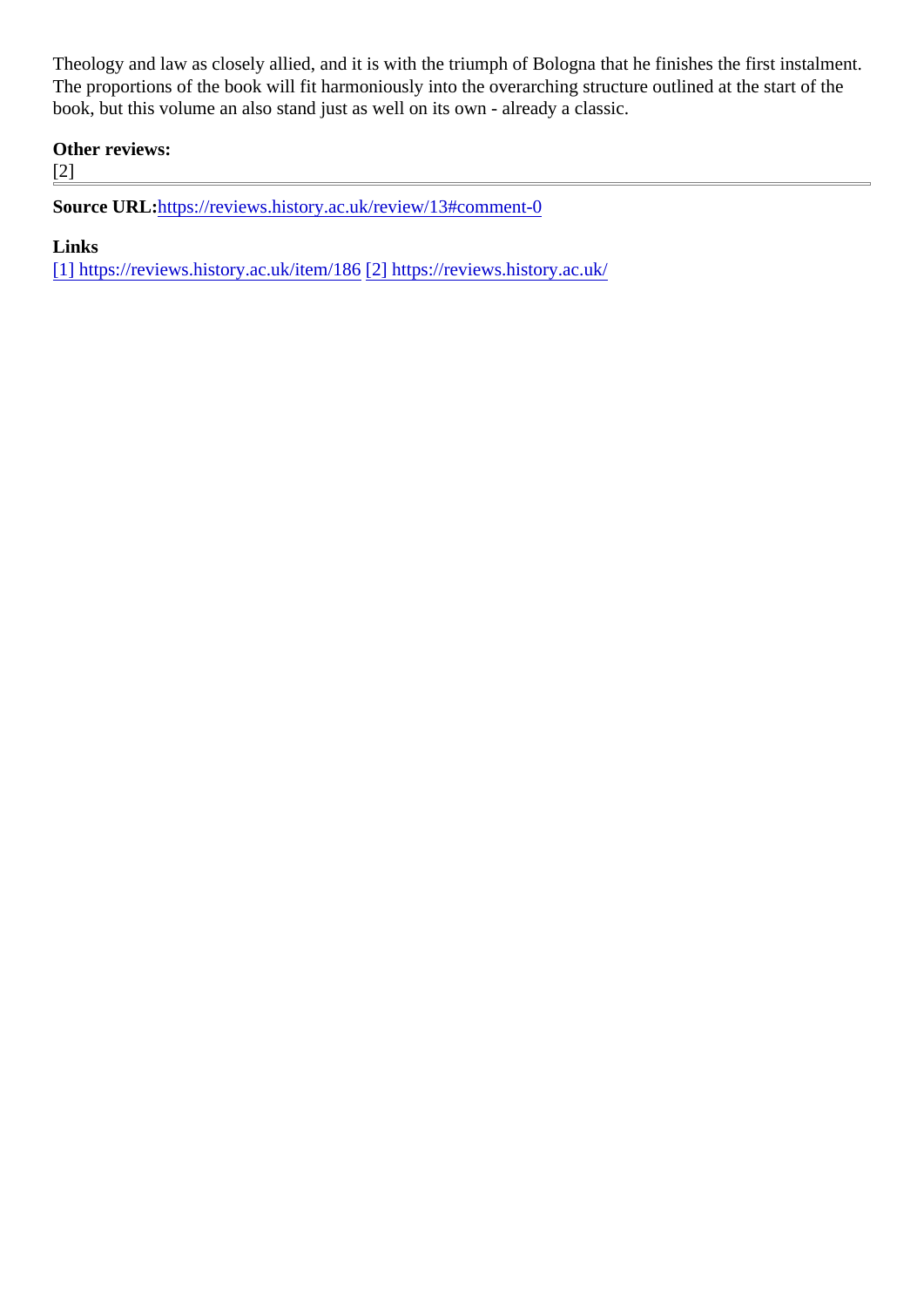Theology and law as closely allied, and it is with the triumph of Bologna that he finishes the first instalment. The proportions of the book will fit harmoniously into the overarching structure outlined at the start of the book, but this volume an also stand just as well on its own - already a classic.

**Other reviews:**
[2]

---

**Source URL:**https://reviews.history.ac.uk/review/13#comment-0

**Links**
[1] https://reviews.history.ac.uk/item/186 [2] https://reviews.history.ac.uk/